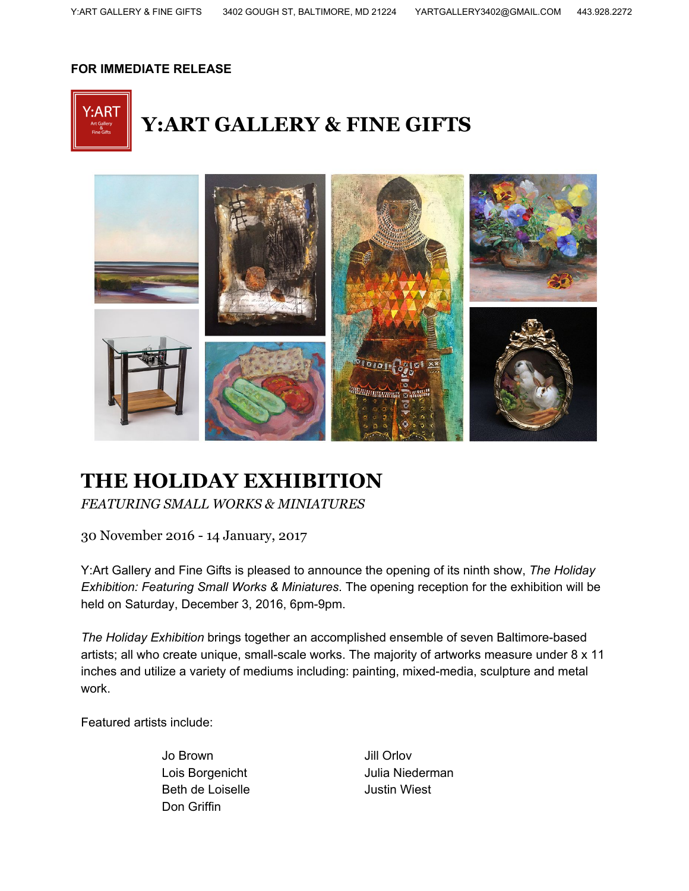Y:ART GALLERY & FINE GIFTS 3402 GOUGH ST, BALTIMORE, MD 21224 YARTGALLERY3402@GMAIL.COM 443.928.2272

**FOR IMMEDIATE RELEASE**

# Y:ART GALLERY & FINE GIFTS

## THE HOLIDAY EXHIBITION

*FEATURING SMALL WORKS & MINIATURES*

30 November 2016 - 14 January, 2017

Y:Art Gallery and Fine Gifts is pleased to announce the opening of its ninth show, *The Holiday Exhibition: Featuring Small Works & Miniatures.* The opening reception for the exhibition will be held on Saturday, December 3, 2016, 6pm-9pm.

*The Holiday Exhibition* brings together an accomplished ensemble of seven Baltimore-based artists; all who create unique, small-scale works. The majority of artworks measure under 8 x 11 inches and utilize a variety of mediums including: painting, mixed-media, sculpture and metal work.

Featured artists include:

- Jo Brown
- Lois Borgenicht
- Beth de Loiselle
- Don Griffin
- Jill Orlov
- Julia Niederman
- Justin Wiest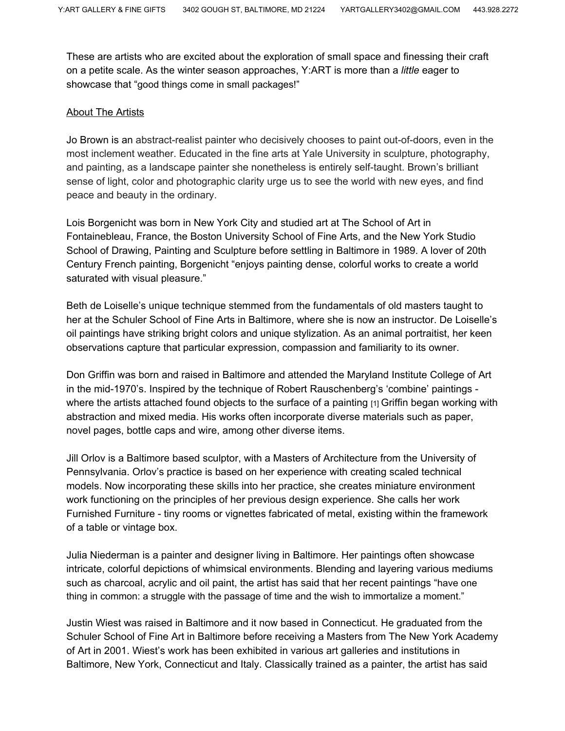These are artists who are excited about the exploration of small space and finessing their craft on a petite scale. As the winter season approaches, Y:ART is more than a *little* eager to showcase that "good things come in small packages!"

<u>About The Artists</u>

Jo Brown is an abstract-realist painter who decisively chooses to paint out-of-doors, even in the most inclement weather. Educated in the fine arts at Yale University in sculpture, photography, and painting, as a landscape painter she nonetheless is entirely self-taught. Brown's brilliant sense of light, color and photographic clarity urge us to see the world with new eyes, and find peace and beauty in the ordinary.

Lois Borgenicht was born in New York City and studied art at The School of Art in Fontainebleau, France, the Boston University School of Fine Arts, and the New York Studio School of Drawing, Painting and Sculpture before settling in Baltimore in 1989. A lover of 20th Century French painting, Borgenicht "enjoys painting dense, colorful works to create a world saturated with visual pleasure."

Beth de Loiselle's unique technique stemmed from the fundamentals of old masters taught to her at the Schuler School of Fine Arts in Baltimore, where she is now an instructor. De Loiselle's oil paintings have striking bright colors and unique stylization. As an animal portraitist, her keen observations capture that particular expression, compassion and familiarity to its owner.

Don Griffin was born and raised in Baltimore and attended the Maryland Institute College of Art in the mid-1970's. Inspired by the technique of Robert Rauschenberg's 'combine' paintings - where the artists attached found objects to the surface of a painting [1] Griffin began working with abstraction and mixed media. His works often incorporate diverse materials such as paper, novel pages, bottle caps and wire, among other diverse items.

Jill Orlov is a Baltimore based sculptor, with a Masters of Architecture from the University of Pennsylvania. Orlov's practice is based on her experience with creating scaled technical models. Now incorporating these skills into her practice, she creates miniature environment work functioning on the principles of her previous design experience. She calls her work Furnished Furniture - tiny rooms or vignettes fabricated of metal, existing within the framework of a table or vintage box.

Julia Niederman is a painter and designer living in Baltimore. Her paintings often showcase intricate, colorful depictions of whimsical environments. Blending and layering various mediums such as charcoal, acrylic and oil paint, the artist has said that her recent paintings "have one thing in common: a struggle with the passage of time and the wish to immortalize a moment."

Justin Wiest was raised in Baltimore and it now based in Connecticut. He graduated from the Schuler School of Fine Art in Baltimore before receiving a Masters from The New York Academy of Art in 2001. Wiest's work has been exhibited in various art galleries and institutions in Baltimore, New York, Connecticut and Italy. Classically trained as a painter, the artist has said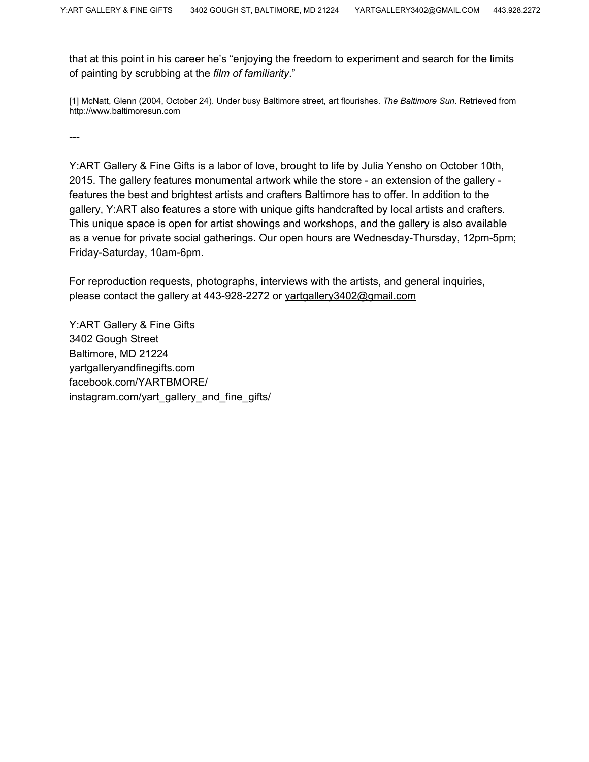that at this point in his career he’s “enjoying the freedom to experiment and search for the limits of painting by scrubbing at the *film of familiarity*.”

[1] McNatt, Glenn (2004, October 24). Under busy Baltimore street, art flourishes. *The Baltimore Sun*. Retrieved from http://www.baltimoresun.com

---

Y:ART Gallery & Fine Gifts is a labor of love, brought to life by Julia Yensho on October 10th, 2015. The gallery features monumental artwork while the store - an extension of the gallery - features the best and brightest artists and crafters Baltimore has to offer. In addition to the gallery, Y:ART also features a store with unique gifts handcrafted by local artists and crafters. This unique space is open for artist showings and workshops, and the gallery is also available as a venue for private social gatherings. Our open hours are Wednesday-Thursday, 12pm-5pm; Friday-Saturday, 10am-6pm.

For reproduction requests, photographs, interviews with the artists, and general inquiries, please contact the gallery at 443-928-2272 or yartgallery3402@gmail.com

Y:ART Gallery & Fine Gifts
3402 Gough Street
Baltimore, MD 21224
yartgalleryandfinegifts.com
facebook.com/YARTBMORE/
instagram.com/yart_gallery_and_fine_gifts/